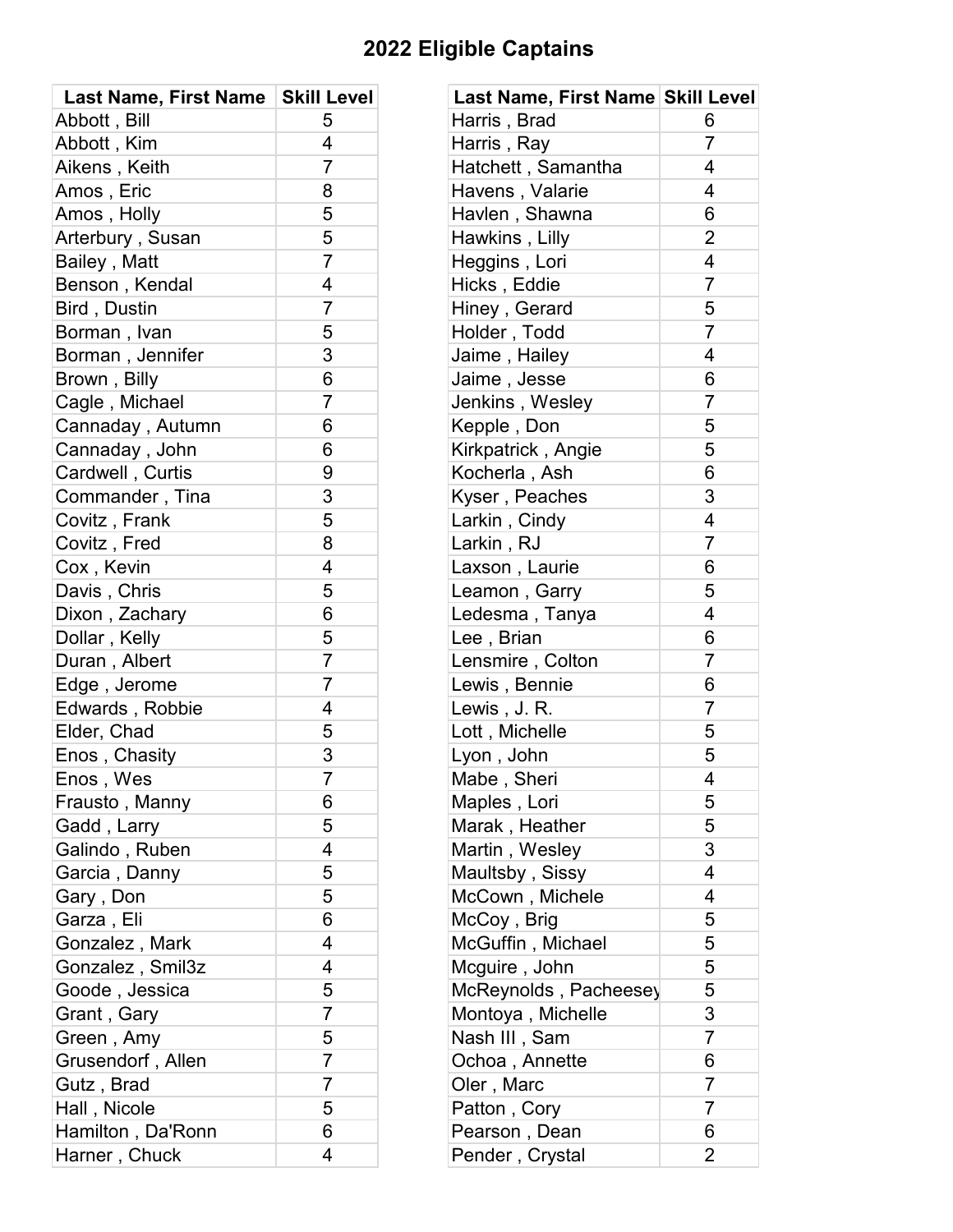# 2022 Eligible Captains

| Last Name, First Name | Skill Level |
|---|---|
| Abbott , Bill | 5 |
| Abbott , Kim | 4 |
| Aikens , Keith | 7 |
| Amos , Eric | 8 |
| Amos , Holly | 5 |
| Arterbury , Susan | 5 |
| Bailey , Matt | 7 |
| Benson , Kendal | 4 |
| Bird , Dustin | 7 |
| Borman , Ivan | 5 |
| Borman , Jennifer | 3 |
| Brown , Billy | 6 |
| Cagle , Michael | 7 |
| Cannaday , Autumn | 6 |
| Cannaday , John | 6 |
| Cardwell , Curtis | 9 |
| Commander , Tina | 3 |
| Covitz , Frank | 5 |
| Covitz , Fred | 8 |
| Cox , Kevin | 4 |
| Davis , Chris | 5 |
| Dixon , Zachary | 6 |
| Dollar , Kelly | 5 |
| Duran , Albert | 7 |
| Edge , Jerome | 7 |
| Edwards , Robbie | 4 |
| Elder, Chad | 5 |
| Enos , Chasity | 3 |
| Enos , Wes | 7 |
| Frausto , Manny | 6 |
| Gadd , Larry | 5 |
| Galindo , Ruben | 4 |
| Garcia , Danny | 5 |
| Gary , Don | 5 |
| Garza , Eli | 6 |
| Gonzalez , Mark | 4 |
| Gonzalez , Smil3z | 4 |
| Goode , Jessica | 5 |
| Grant , Gary | 7 |
| Green , Amy | 5 |
| Grusendorf , Allen | 7 |
| Gutz , Brad | 7 |
| Hall , Nicole | 5 |
| Hamilton , Da'Ronn | 6 |
| Harner , Chuck | 4 |
| Harris , Brad | 6 |
| Harris , Ray | 7 |
| Hatchett , Samantha | 4 |
| Havens , Valarie | 4 |
| Havlen , Shawna | 6 |
| Hawkins , Lilly | 2 |
| Heggins , Lori | 4 |
| Hicks , Eddie | 7 |
| Hiney , Gerard | 5 |
| Holder , Todd | 7 |
| Jaime , Hailey | 4 |
| Jaime , Jesse | 6 |
| Jenkins , Wesley | 7 |
| Kepple , Don | 5 |
| Kirkpatrick , Angie | 5 |
| Kocherla , Ash | 6 |
| Kyser , Peaches | 3 |
| Larkin , Cindy | 4 |
| Larkin , RJ | 7 |
| Laxson , Laurie | 6 |
| Leamon , Garry | 5 |
| Ledesma , Tanya | 4 |
| Lee , Brian | 6 |
| Lensmire , Colton | 7 |
| Lewis , Bennie | 6 |
| Lewis , J. R. | 7 |
| Lott , Michelle | 5 |
| Lyon , John | 5 |
| Mabe , Sheri | 4 |
| Maples , Lori | 5 |
| Marak , Heather | 5 |
| Martin , Wesley | 3 |
| Maultsby , Sissy | 4 |
| McCown , Michele | 4 |
| McCoy , Brig | 5 |
| McGuffin , Michael | 5 |
| Mcguire , John | 5 |
| McReynolds , Pacheesey | 5 |
| Montoya , Michelle | 3 |
| Nash III , Sam | 7 |
| Ochoa , Annette | 6 |
| Oler , Marc | 7 |
| Patton , Cory | 7 |
| Pearson , Dean | 6 |
| Pender , Crystal | 2 |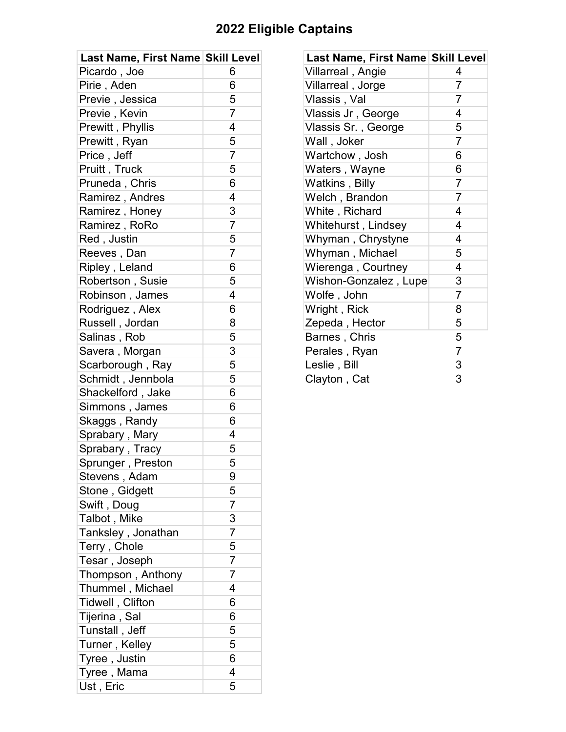## 2022 Eligible Captains

| Last Name, First Name | Skill Level |
| --- | --- |
| Picardo , Joe | 6 |
| Pirie , Aden | 6 |
| Previe , Jessica | 5 |
| Previe , Kevin | 7 |
| Prewitt , Phyllis | 4 |
| Prewitt , Ryan | 5 |
| Price , Jeff | 7 |
| Pruitt , Truck | 5 |
| Pruneda , Chris | 6 |
| Ramirez , Andres | 4 |
| Ramirez , Honey | 3 |
| Ramirez , RoRo | 7 |
| Red , Justin | 5 |
| Reeves , Dan | 7 |
| Ripley , Leland | 6 |
| Robertson , Susie | 5 |
| Robinson , James | 4 |
| Rodriguez , Alex | 6 |
| Russell , Jordan | 8 |
| Salinas , Rob | 5 |
| Savera , Morgan | 3 |
| Scarborough , Ray | 5 |
| Schmidt , Jennbola | 5 |
| Shackelford , Jake | 6 |
| Simmons , James | 6 |
| Skaggs , Randy | 6 |
| Sprabary , Mary | 4 |
| Sprabary , Tracy | 5 |
| Sprunger , Preston | 5 |
| Stevens , Adam | 9 |
| Stone , Gidgett | 5 |
| Swift , Doug | 7 |
| Talbot , Mike | 3 |
| Tanksley , Jonathan | 7 |
| Terry , Chole | 5 |
| Tesar , Joseph | 7 |
| Thompson , Anthony | 7 |
| Thummel , Michael | 4 |
| Tidwell , Clifton | 6 |
| Tijerina , Sal | 6 |
| Tunstall , Jeff | 5 |
| Turner , Kelley | 5 |
| Tyree , Justin | 6 |
| Tyree , Mama | 4 |
| Ust , Eric | 5 |

| Last Name, First Name | Skill Level |
| --- | --- |
| Villarreal , Angie | 4 |
| Villarreal , Jorge | 7 |
| Vlassis , Val | 7 |
| Vlassis Jr , George | 4 |
| Vlassis Sr. , George | 5 |
| Wall , Joker | 7 |
| Wartchow , Josh | 6 |
| Waters , Wayne | 6 |
| Watkins , Billy | 7 |
| Welch , Brandon | 7 |
| White , Richard | 4 |
| Whitehurst , Lindsey | 4 |
| Whyman , Chrystyne | 4 |
| Whyman , Michael | 5 |
| Wierenga , Courtney | 4 |
| Wishon-Gonzalez , Lupe | 3 |
| Wolfe , John | 7 |
| Wright , Rick | 8 |
| Zepeda , Hector | 5 |
| Barnes , Chris | 5 |
| Perales , Ryan | 7 |
| Leslie , Bill | 3 |
| Clayton , Cat | 3 |